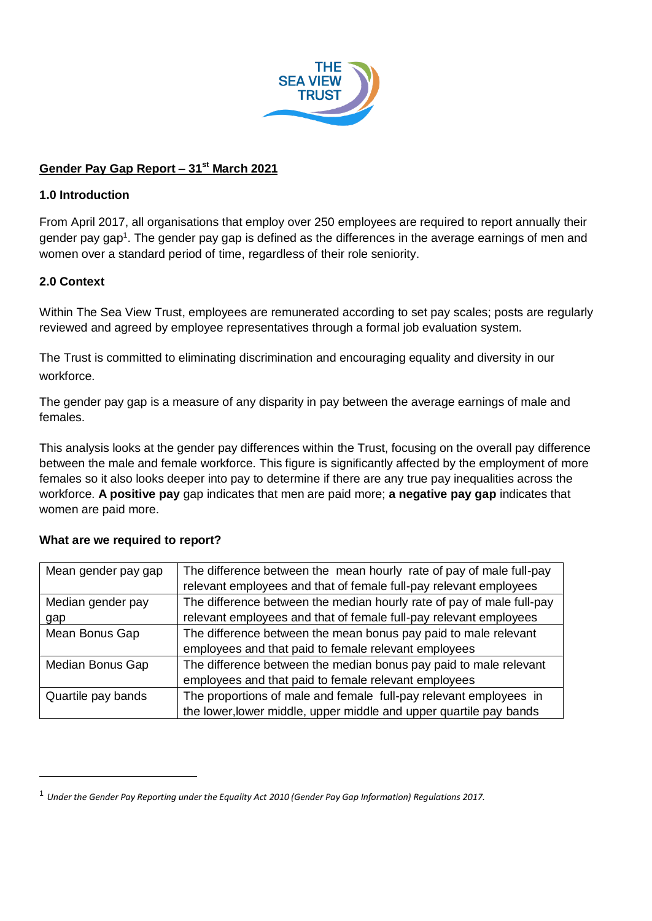THE SEA VIEW TRUST

## Gender Pay Gap Report – 31st March 2021

### 1.0 Introduction

From April 2017, all organisations that employ over 250 employees are required to report annually their gender pay gap[1]. The gender pay gap is defined as the differences in the average earnings of men and women over a standard period of time, regardless of their role seniority.

### 2.0 Context

Within The Sea View Trust, employees are remunerated according to set pay scales; posts are regularly reviewed and agreed by employee representatives through a formal job evaluation system.

The Trust is committed to eliminating discrimination and encouraging equality and diversity in our workforce.

The gender pay gap is a measure of any disparity in pay between the average earnings of male and females.

This analysis looks at the gender pay differences within the Trust, focusing on the overall pay difference between the male and female workforce. This figure is significantly affected by the employment of more females so it also looks deeper into pay to determine if there are any true pay inequalities across the workforce. **A positive pay** gap indicates that men are paid more; **a negative pay gap** indicates that women are paid more.

**What are we required to report?**

| | |
|---|---|
| Mean gender pay gap | The difference between the mean hourly rate of pay of male full-pay relevant employees and that of female full-pay relevant employees |
| Median gender pay gap | The difference between the median hourly rate of pay of male full-pay relevant employees and that of female full-pay relevant employees |
| Mean Bonus Gap | The difference between the mean bonus pay paid to male relevant employees and that paid to female relevant employees |
| Median Bonus Gap | The difference between the median bonus pay paid to male relevant employees and that paid to female relevant employees |
| Quartile pay bands | The proportions of male and female full-pay relevant employees in the lower,lower middle, upper middle and upper quartile pay bands |

[1] *Under the Gender Pay Reporting under the Equality Act 2010 (Gender Pay Gap Information) Regulations 2017.*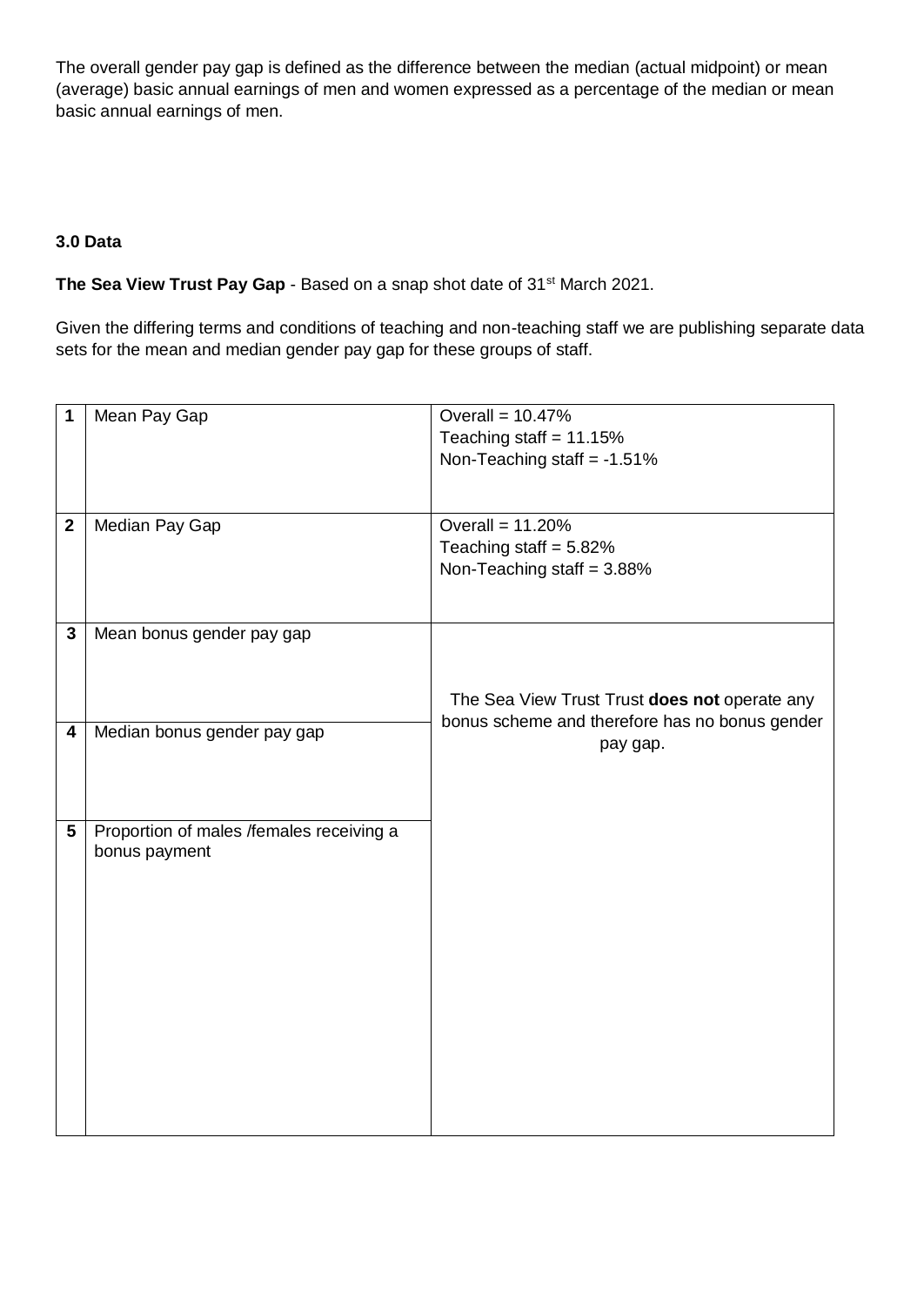The overall gender pay gap is defined as the difference between the median (actual midpoint) or mean (average) basic annual earnings of men and women expressed as a percentage of the median or mean basic annual earnings of men.

### 3.0 Data

**The Sea View Trust Pay Gap** - Based on a snap shot date of 31st March 2021.

Given the differing terms and conditions of teaching and non-teaching staff we are publishing separate data sets for the mean and median gender pay gap for these groups of staff.

| | | |
|---|---|---|
| **1** | Mean Pay Gap | Overall = 10.47%<br>Teaching staff = 11.15%<br>Non-Teaching staff = -1.51% |
| **2** | Median Pay Gap | Overall = 11.20%<br>Teaching staff = 5.82%<br>Non-Teaching staff = 3.88% |
| **3** | Mean bonus gender pay gap | The Sea View Trust Trust **does not** operate any bonus scheme and therefore has no bonus gender pay gap. |
| **4** | Median bonus gender pay gap | |
| **5** | Proportion of males /females receiving a bonus payment | |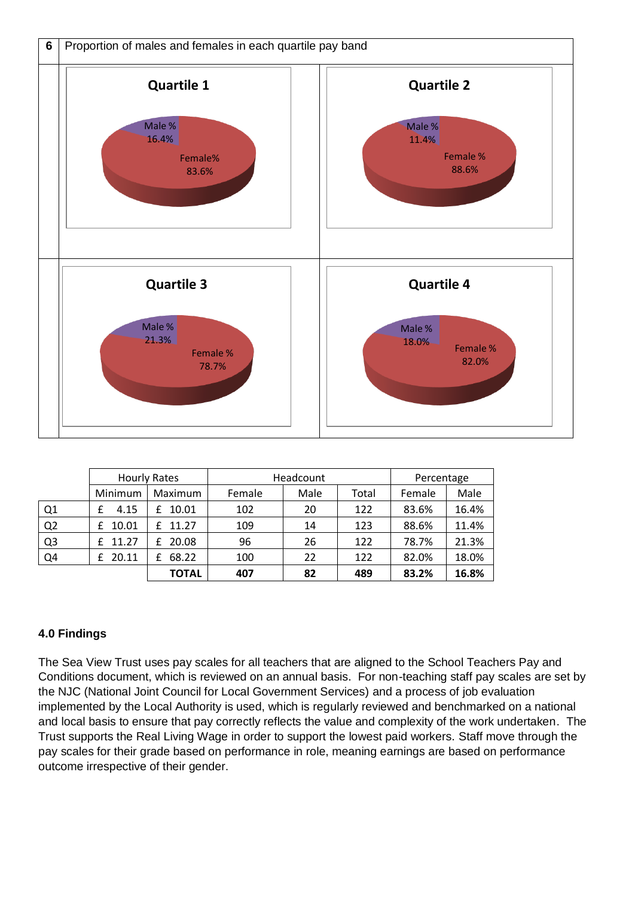| 6 | Proportion of males and females in each quartile pay band |
|---|---|

**Quartile 1**

Male % 16.4%
Female% 83.6%

**Quartile 2**

Male % 11.4%
Female % 88.6%

**Quartile 3**

Male % 21.3%
Female % 78.7%

**Quartile 4**

Male % 18.0%
Female % 82.0%

| | Hourly Rates | | Headcount | | | Percentage | |
|---|---|---|---|---|---|---|---|
| | Minimum | Maximum | Female | Male | Total | Female | Male |
| Q1 | £ 4.15 | £ 10.01 | 102 | 20 | 122 | 83.6% | 16.4% |
| Q2 | £ 10.01 | £ 11.27 | 109 | 14 | 123 | 88.6% | 11.4% |
| Q3 | £ 11.27 | £ 20.08 | 96 | 26 | 122 | 78.7% | 21.3% |
| Q4 | £ 20.11 | £ 68.22 | 100 | 22 | 122 | 82.0% | 18.0% |
| | | **TOTAL** | **407** | **82** | **489** | **83.2%** | **16.8%** |

## 4.0 Findings

The Sea View Trust uses pay scales for all teachers that are aligned to the School Teachers Pay and Conditions document, which is reviewed on an annual basis. For non-teaching staff pay scales are set by the NJC (National Joint Council for Local Government Services) and a process of job evaluation implemented by the Local Authority is used, which is regularly reviewed and benchmarked on a national and local basis to ensure that pay correctly reflects the value and complexity of the work undertaken. The Trust supports the Real Living Wage in order to support the lowest paid workers. Staff move through the pay scales for their grade based on performance in role, meaning earnings are based on performance outcome irrespective of their gender.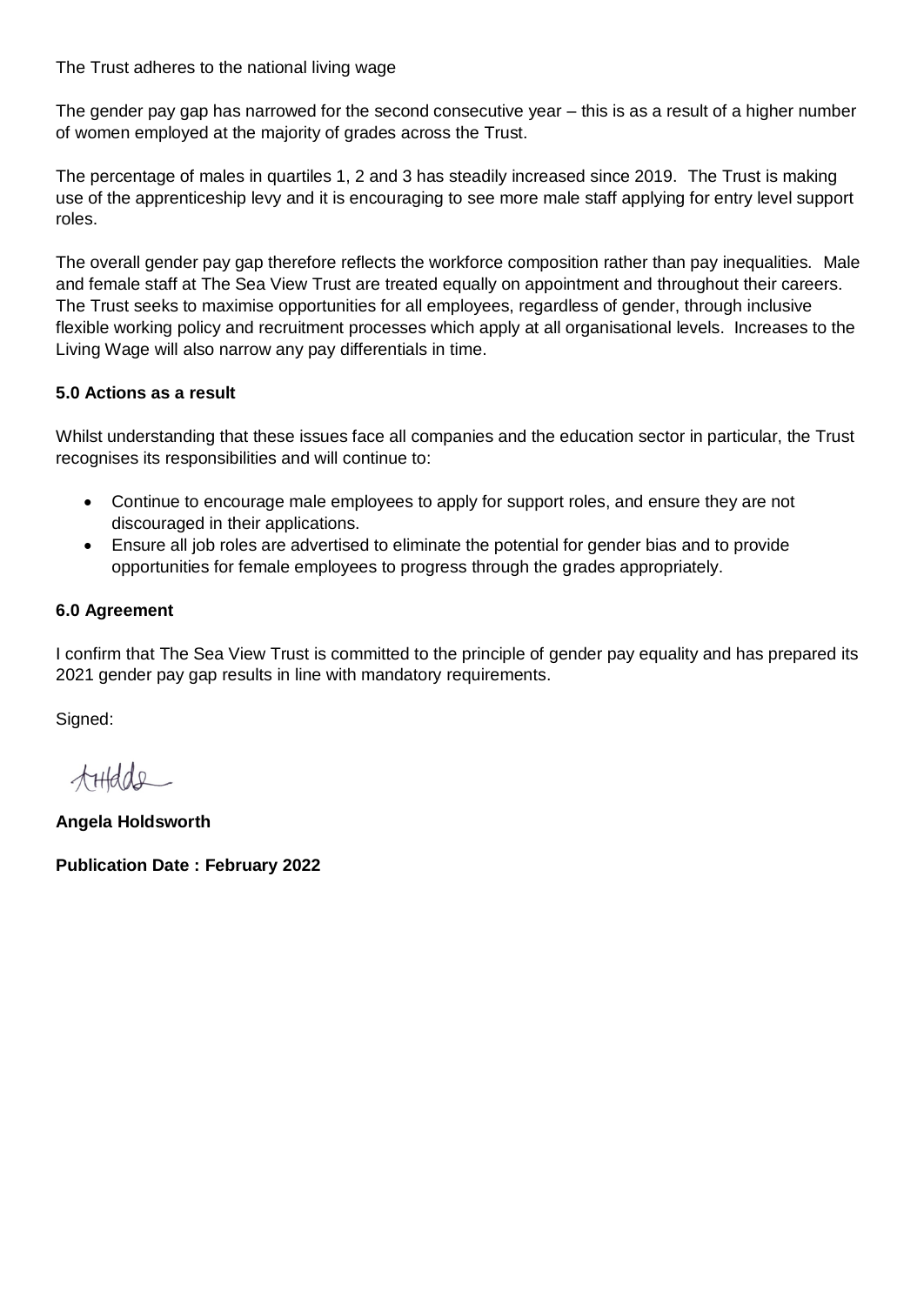The Trust adheres to the national living wage

The gender pay gap has narrowed for the second consecutive year – this is as a result of a higher number of women employed at the majority of grades across the Trust.

The percentage of males in quartiles 1, 2 and 3 has steadily increased since 2019. The Trust is making use of the apprenticeship levy and it is encouraging to see more male staff applying for entry level support roles.

The overall gender pay gap therefore reflects the workforce composition rather than pay inequalities. Male and female staff at The Sea View Trust are treated equally on appointment and throughout their careers. The Trust seeks to maximise opportunities for all employees, regardless of gender, through inclusive flexible working policy and recruitment processes which apply at all organisational levels. Increases to the Living Wage will also narrow any pay differentials in time.

**5.0 Actions as a result**

Whilst understanding that these issues face all companies and the education sector in particular, the Trust recognises its responsibilities and will continue to:

- Continue to encourage male employees to apply for support roles, and ensure they are not discouraged in their applications.
- Ensure all job roles are advertised to eliminate the potential for gender bias and to provide opportunities for female employees to progress through the grades appropriately.

**6.0 Agreement**

I confirm that The Sea View Trust is committed to the principle of gender pay equality and has prepared its 2021 gender pay gap results in line with mandatory requirements.

Signed:

**Angela Holdsworth**

**Publication Date : February 2022**